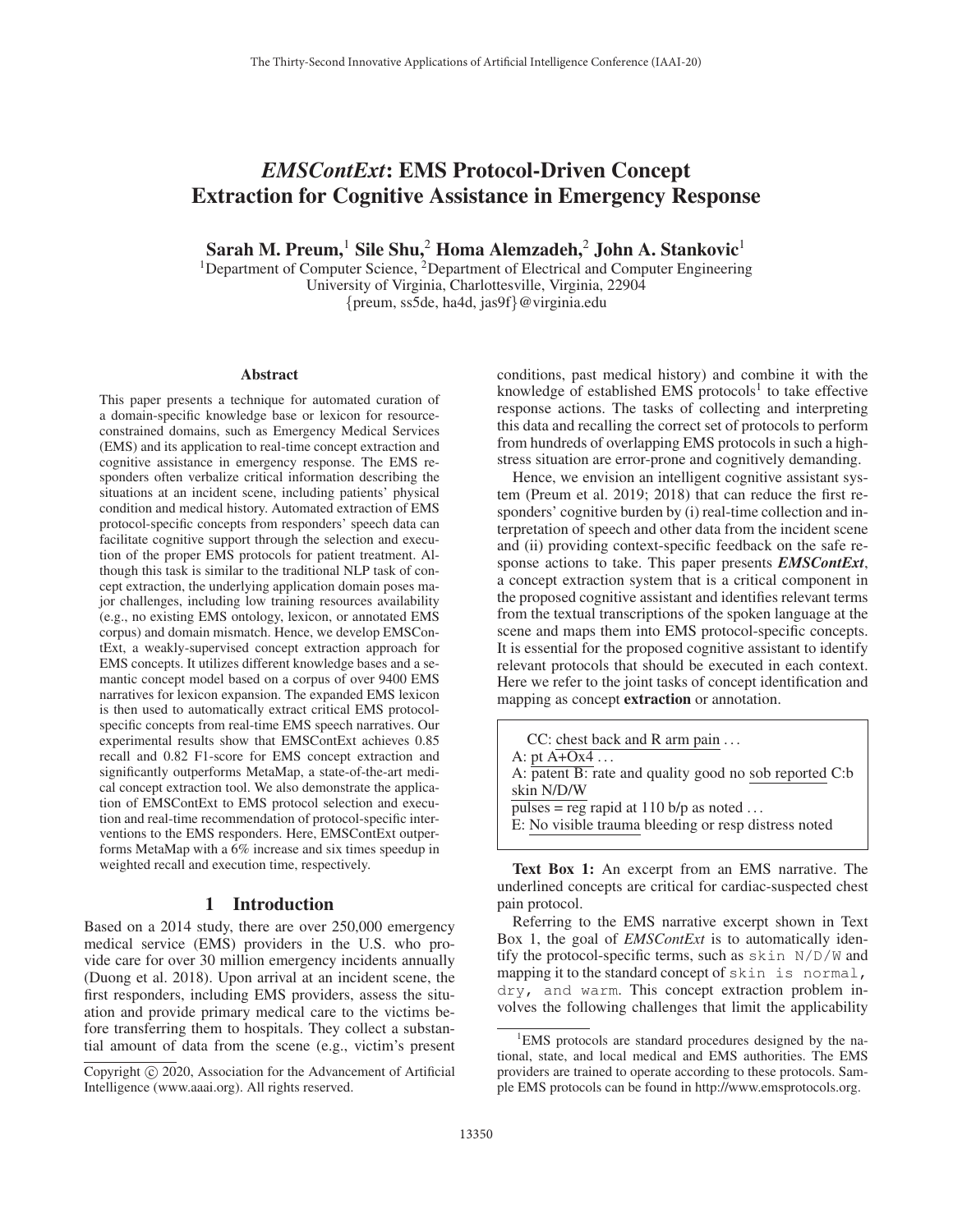# *EMSContExt*: EMS Protocol-Driven Concept Extraction for Cognitive Assistance in Emergency Response

**Sarah M. Preum,[1] Sile Shu,[2] Homa Alemzadeh,[2] John A. Stankovic[1]**

[1]Department of Computer Science, [2]Department of Electrical and Computer Engineering
University of Virginia, Charlottesville, Virginia, 22904
{preum, ss5de, ha4d, jas9f}@virginia.edu

### Abstract

This paper presents a technique for automated curation of a domain-specific knowledge base or lexicon for resource-constrained domains, such as Emergency Medical Services (EMS) and its application to real-time concept extraction and cognitive assistance in emergency response. The EMS responders often verbalize critical information describing the situations at an incident scene, including patients' physical condition and medical history. Automated extraction of EMS protocol-specific concepts from responders' speech data can facilitate cognitive support through the selection and execution of the proper EMS protocols for patient treatment. Although this task is similar to the traditional NLP task of concept extraction, the underlying application domain poses major challenges, including low training resources availability (e.g., no existing EMS ontology, lexicon, or annotated EMS corpus) and domain mismatch. Hence, we develop EMSContExt, a weakly-supervised concept extraction approach for EMS concepts. It utilizes different knowledge bases and a semantic concept model based on a corpus of over 9400 EMS narratives for lexicon expansion. The expanded EMS lexicon is then used to automatically extract critical EMS protocol-specific concepts from real-time EMS speech narratives. Our experimental results show that EMSContExt achieves 0.85 recall and 0.82 F1-score for EMS concept extraction and significantly outperforms MetaMap, a state-of-the-art medical concept extraction tool. We also demonstrate the application of EMSContExt to EMS protocol selection and execution and real-time recommendation of protocol-specific interventions to the EMS responders. Here, EMSContExt outperforms MetaMap with a 6% increase and six times speedup in weighted recall and execution time, respectively.

## 1 Introduction

Based on a 2014 study, there are over 250,000 emergency medical service (EMS) providers in the U.S. who provide care for over 30 million emergency incidents annually (Duong et al. 2018). Upon arrival at an incident scene, the first responders, including EMS providers, assess the situation and provide primary medical care to the victims before transferring them to hospitals. They collect a substantial amount of data from the scene (e.g., victim's present conditions, past medical history) and combine it with the knowledge of established EMS protocols[1] to take effective response actions. The tasks of collecting and interpreting this data and recalling the correct set of protocols to perform from hundreds of overlapping EMS protocols in such a high-stress situation are error-prone and cognitively demanding.

Hence, we envision an intelligent cognitive assistant system (Preum et al. 2019; 2018) that can reduce the first responders' cognitive burden by (i) real-time collection and interpretation of speech and other data from the incident scene and (ii) providing context-specific feedback on the safe response actions to take. This paper presents ***EMSContExt***, a concept extraction system that is a critical component in the proposed cognitive assistant and identifies relevant terms from the textual transcriptions of the spoken language at the scene and maps them into EMS protocol-specific concepts. It is essential for the proposed cognitive assistant to identify relevant protocols that should be executed in each context. Here we refer to the joint tasks of concept identification and mapping as concept **extraction** or annotation.

> CC: <u>chest back and R arm pain</u> ...
> A: <u>pt A+Ox4</u> ...
> A: <u>patent B:</u> rate and quality good no <u>sob reported</u> C:b <u>skin N/D/W</u>
> <u>pulses = reg</u> rapid at 110 b/p as noted ...
> E: <u>No visible trauma</u> bleeding or resp distress noted

**Text Box 1:** An excerpt from an EMS narrative. The underlined concepts are critical for cardiac-suspected chest pain protocol.

Referring to the EMS narrative excerpt shown in Text Box 1, the goal of *EMSContExt* is to automatically identify the protocol-specific terms, such as `skin N/D/W` and mapping it to the standard concept of `skin is normal, dry, and warm`. This concept extraction problem involves the following challenges that limit the applicability

[1]EMS protocols are standard procedures designed by the national, state, and local medical and EMS authorities. The EMS providers are trained to operate according to these protocols. Sample EMS protocols can be found in http://www.emsprotocols.org.

Copyright © 2020, Association for the Advancement of Artificial Intelligence (www.aaai.org). All rights reserved.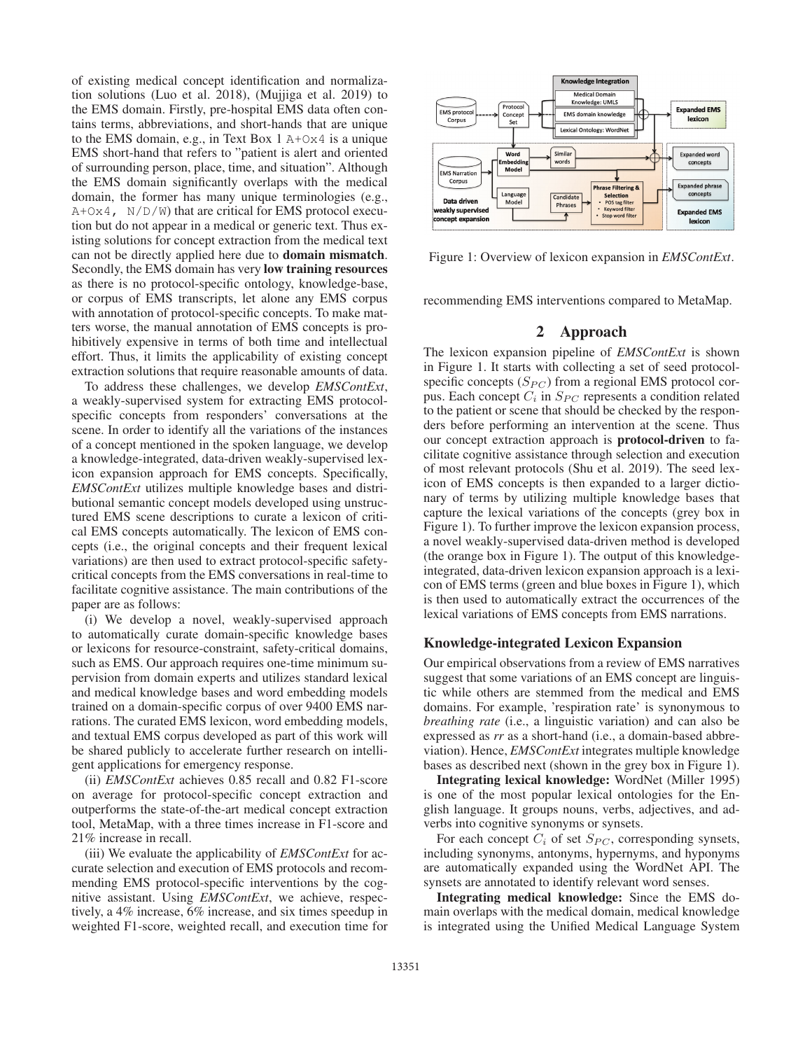of existing medical concept identification and normalization solutions (Luo et al. 2018), (Mujjiga et al. 2019) to the EMS domain. Firstly, pre-hospital EMS data often contains terms, abbreviations, and short-hands that are unique to the EMS domain, e.g., in Text Box 1 `A+Ox4` is a unique EMS short-hand that refers to "patient is alert and oriented of surrounding person, place, time, and situation". Although the EMS domain significantly overlaps with the medical domain, the former has many unique terminologies (e.g., `A+Ox4, N/D/W`) that are critical for EMS protocol execution but do not appear in a medical or generic text. Thus existing solutions for concept extraction from the medical text can not be directly applied here due to **domain mismatch**. Secondly, the EMS domain has very **low training resources** as there is no protocol-specific ontology, knowledge-base, or corpus of EMS transcripts, let alone any EMS corpus with annotation of protocol-specific concepts. To make matters worse, the manual annotation of EMS concepts is prohibitively expensive in terms of both time and intellectual effort. Thus, it limits the applicability of existing concept extraction solutions that require reasonable amounts of data.

To address these challenges, we develop *EMSContExt*, a weakly-supervised system for extracting EMS protocol-specific concepts from responders' conversations at the scene. In order to identify all the variations of the instances of a concept mentioned in the spoken language, we develop a knowledge-integrated, data-driven weakly-supervised lexicon expansion approach for EMS concepts. Specifically, *EMSContExt* utilizes multiple knowledge bases and distributional semantic concept models developed using unstructured EMS scene descriptions to curate a lexicon of critical EMS concepts automatically. The lexicon of EMS concepts (i.e., the original concepts and their frequent lexical variations) are then used to extract protocol-specific safety-critical concepts from the EMS conversations in real-time to facilitate cognitive assistance. The main contributions of the paper are as follows:

(i) We develop a novel, weakly-supervised approach to automatically curate domain-specific knowledge bases or lexicons for resource-constraint, safety-critical domains, such as EMS. Our approach requires one-time minimum supervision from domain experts and utilizes standard lexical and medical knowledge bases and word embedding models trained on a domain-specific corpus of over 9400 EMS narrations. The curated EMS lexicon, word embedding models, and textual EMS corpus developed as part of this work will be shared publicly to accelerate further research on intelligent applications for emergency response.

(ii) *EMSContExt* achieves 0.85 recall and 0.82 F1-score on average for protocol-specific concept extraction and outperforms the state-of-the-art medical concept extraction tool, MetaMap, with a three times increase in F1-score and 21% increase in recall.

(iii) We evaluate the applicability of *EMSContExt* for accurate selection and execution of EMS protocols and recommending EMS protocol-specific interventions by the cognitive assistant. Using *EMSContExt*, we achieve, respectively, a 4% increase, 6% increase, and six times speedup in weighted F1-score, weighted recall, and execution time for recommending EMS interventions compared to MetaMap.

Figure 1: Overview of lexicon expansion in *EMSContExt*.

## 2 Approach

The lexicon expansion pipeline of *EMSContExt* is shown in Figure 1. It starts with collecting a set of seed protocol-specific concepts ($S_{PC}$) from a regional EMS protocol corpus. Each concept $C_i$ in $S_{PC}$ represents a condition related to the patient or scene that should be checked by the responders before performing an intervention at the scene. Thus our concept extraction approach is **protocol-driven** to facilitate cognitive assistance through selection and execution of most relevant protocols (Shu et al. 2019). The seed lexicon of EMS concepts is then expanded to a larger dictionary of terms by utilizing multiple knowledge bases that capture the lexical variations of the concepts (grey box in Figure 1). To further improve the lexicon expansion process, a novel weakly-supervised data-driven method is developed (the orange box in Figure 1). The output of this knowledge-integrated, data-driven lexicon expansion approach is a lexicon of EMS terms (green and blue boxes in Figure 1), which is then used to automatically extract the occurrences of the lexical variations of EMS concepts from EMS narrations.

### Knowledge-integrated Lexicon Expansion

Our empirical observations from a review of EMS narratives suggest that some variations of an EMS concept are linguistic while others are stemmed from the medical and EMS domains. For example, 'respiration rate' is synonymous to *breathing rate* (i.e., a linguistic variation) and can also be expressed as *rr* as a short-hand (i.e., a domain-based abbreviation). Hence, *EMSContExt* integrates multiple knowledge bases as described next (shown in the grey box in Figure 1).

**Integrating lexical knowledge:** WordNet (Miller 1995) is one of the most popular lexical ontologies for the English language. It groups nouns, verbs, adjectives, and adverbs into cognitive synonyms or synsets.

For each concept $C_i$ of set $S_{PC}$, corresponding synsets, including synonyms, antonyms, hypernyms, and hyponyms are automatically expanded using the WordNet API. The synsets are annotated to identify relevant word senses.

**Integrating medical knowledge:** Since the EMS domain overlaps with the medical domain, medical knowledge is integrated using the Unified Medical Language System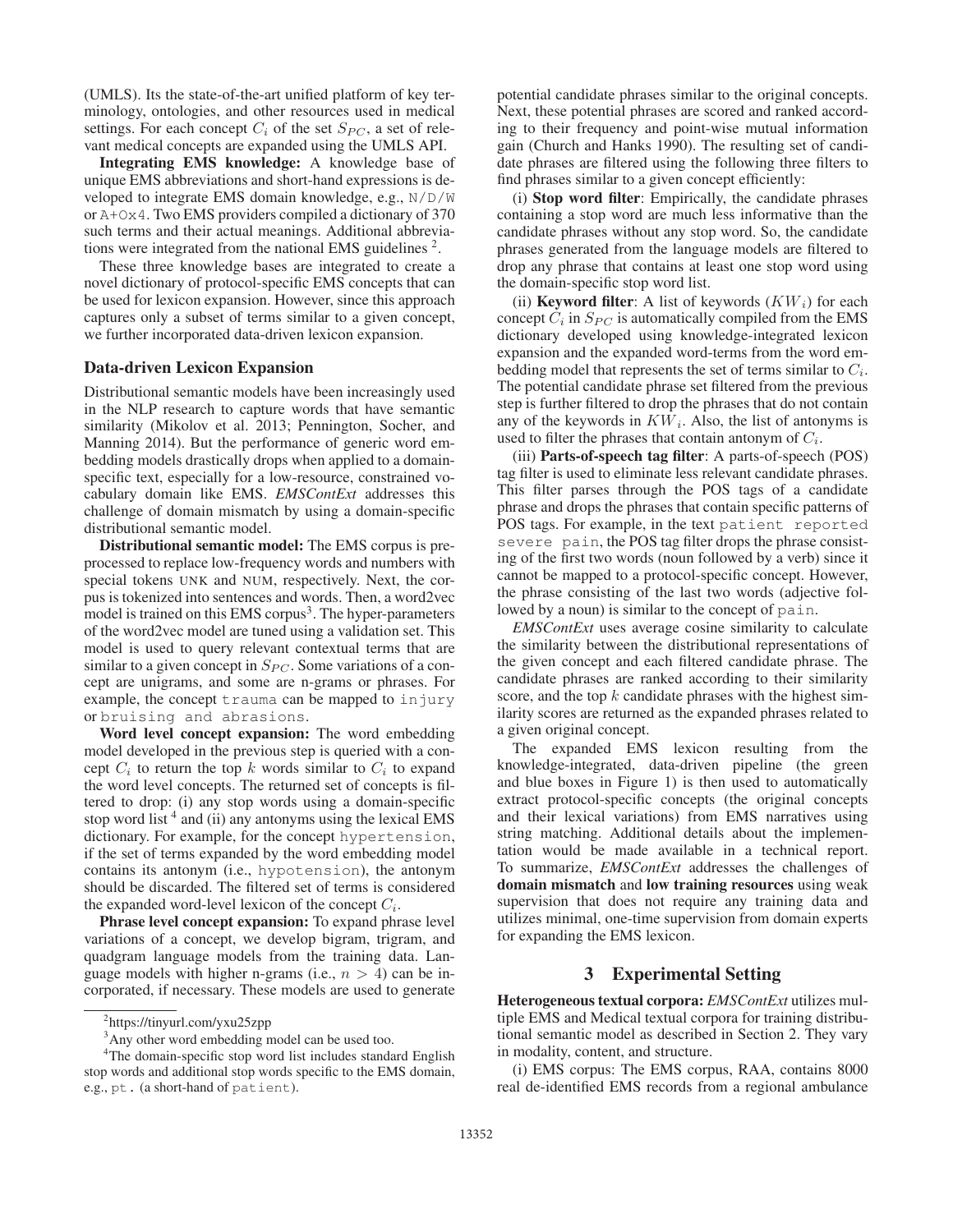(UMLS). Its the state-of-the-art unified platform of key terminology, ontologies, and other resources used in medical settings. For each concept $C_i$ of the set $S_{PC}$, a set of relevant medical concepts are expanded using the UMLS API.

**Integrating EMS knowledge:** A knowledge base of unique EMS abbreviations and short-hand expressions is developed to integrate EMS domain knowledge, e.g., `N/D/W` or `A+Ox4`. Two EMS providers compiled a dictionary of 370 such terms and their actual meanings. Additional abbreviations were integrated from the national EMS guidelines [2].

These three knowledge bases are integrated to create a novel dictionary of protocol-specific EMS concepts that can be used for lexicon expansion. However, since this approach captures only a subset of terms similar to a given concept, we further incorporated data-driven lexicon expansion.

### Data-driven Lexicon Expansion

Distributional semantic models have been increasingly used in the NLP research to capture words that have semantic similarity (Mikolov et al. 2013; Pennington, Socher, and Manning 2014). But the performance of generic word embedding models drastically drops when applied to a domain-specific text, especially for a low-resource, constrained vocabulary domain like EMS. *EMSContExt* addresses this challenge of domain mismatch by using a domain-specific distributional semantic model.

**Distributional semantic model:** The EMS corpus is preprocessed to replace low-frequency words and numbers with special tokens UNK and NUM, respectively. Next, the corpus is tokenized into sentences and words. Then, a word2vec model is trained on this EMS corpus[3]. The hyper-parameters of the word2vec model are tuned using a validation set. This model is used to query relevant contextual terms that are similar to a given concept in $S_{PC}$. Some variations of a concept are unigrams, and some are n-grams or phrases. For example, the concept `trauma` can be mapped to `injury` or `bruising and abrasions`.

**Word level concept expansion:** The word embedding model developed in the previous step is queried with a concept $C_i$ to return the top $k$ words similar to $C_i$ to expand the word level concepts. The returned set of concepts is filtered to drop: (i) any stop words using a domain-specific stop word list [4] and (ii) any antonyms using the lexical EMS dictionary. For example, for the concept `hypertension`, if the set of terms expanded by the word embedding model contains its antonym (i.e., `hypotension`), the antonym should be discarded. The filtered set of terms is considered the expanded word-level lexicon of the concept $C_i$.

**Phrase level concept expansion:** To expand phrase level variations of a concept, we develop bigram, trigram, and quadgram language models from the training data. Language models with higher n-grams (i.e., $n > 4$) can be incorporated, if necessary. These models are used to generate potential candidate phrases similar to the original concepts. Next, these potential phrases are scored and ranked according to their frequency and point-wise mutual information gain (Church and Hanks 1990). The resulting set of candidate phrases are filtered using the following three filters to find phrases similar to a given concept efficiently:

(i) **Stop word filter**: Empirically, the candidate phrases containing a stop word are much less informative than the candidate phrases without any stop word. So, the candidate phrases generated from the language models are filtered to drop any phrase that contains at least one stop word using the domain-specific stop word list.

(ii) **Keyword filter**: A list of keywords ($KW_i$) for each concept $C_i$ in $S_{PC}$ is automatically compiled from the EMS dictionary developed using knowledge-integrated lexicon expansion and the expanded word-terms from the word embedding model that represents the set of terms similar to $C_i$. The potential candidate phrase set filtered from the previous step is further filtered to drop the phrases that do not contain any of the keywords in $KW_i$. Also, the list of antonyms is used to filter the phrases that contain antonym of $C_i$.

(iii) **Parts-of-speech tag filter**: A parts-of-speech (POS) tag filter is used to eliminate less relevant candidate phrases. This filter parses through the POS tags of a candidate phrase and drops the phrases that contain specific patterns of POS tags. For example, in the text `patient reported severe pain`, the POS tag filter drops the phrase consisting of the first two words (noun followed by a verb) since it cannot be mapped to a protocol-specific concept. However, the phrase consisting of the last two words (adjective followed by a noun) is similar to the concept of `pain`.

*EMSContExt* uses average cosine similarity to calculate the similarity between the distributional representations of the given concept and each filtered candidate phrase. The candidate phrases are ranked according to their similarity score, and the top $k$ candidate phrases with the highest similarity scores are returned as the expanded phrases related to a given original concept.

The expanded EMS lexicon resulting from the knowledge-integrated, data-driven pipeline (the green and blue boxes in Figure 1) is then used to automatically extract protocol-specific concepts (the original concepts and their lexical variations) from EMS narratives using string matching. Additional details about the implementation would be made available in a technical report. To summarize, *EMSContExt* addresses the challenges of **domain mismatch** and **low training resources** using weak supervision that does not require any training data and utilizes minimal, one-time supervision from domain experts for expanding the EMS lexicon.

## 3 Experimental Setting

**Heterogeneous textual corpora:** *EMSContExt* utilizes multiple EMS and Medical textual corpora for training distributional semantic model as described in Section 2. They vary in modality, content, and structure.

(i) EMS corpus: The EMS corpus, RAA, contains 8000 real de-identified EMS records from a regional ambulance

[2] https://tinyurl.com/yxu25zpp

[3] Any other word embedding model can be used too.

[4] The domain-specific stop word list includes standard English stop words and additional stop words specific to the EMS domain, e.g., `pt.` (a short-hand of `patient`).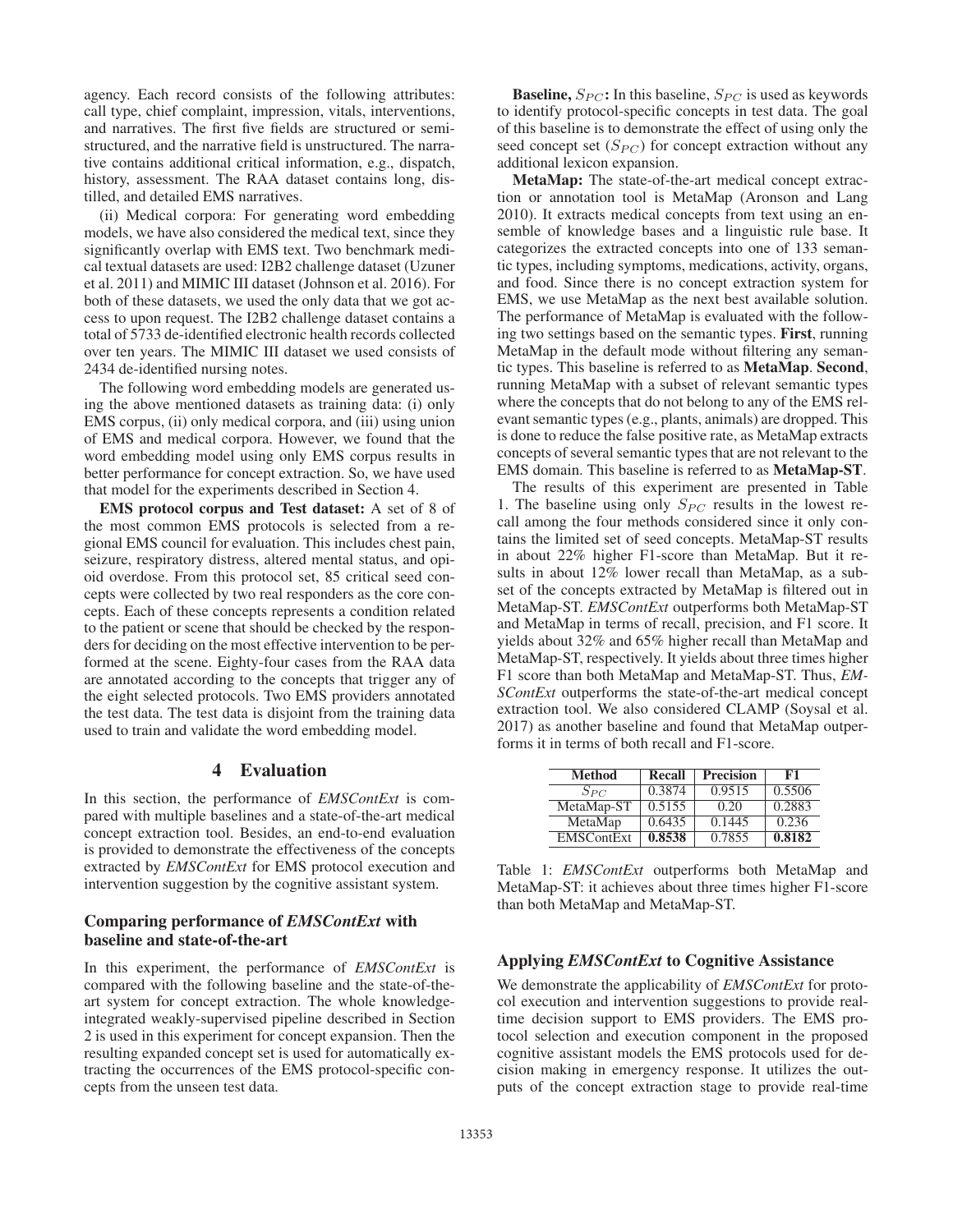agency. Each record consists of the following attributes: call type, chief complaint, impression, vitals, interventions, and narratives. The first five fields are structured or semi-structured, and the narrative field is unstructured. The narrative contains additional critical information, e.g., dispatch, history, assessment. The RAA dataset contains long, distilled, and detailed EMS narratives.

(ii) Medical corpora: For generating word embedding models, we have also considered the medical text, since they significantly overlap with EMS text. Two benchmark medical textual datasets are used: I2B2 challenge dataset (Uzuner et al. 2011) and MIMIC III dataset (Johnson et al. 2016). For both of these datasets, we used the only data that we got access to upon request. The I2B2 challenge dataset contains a total of 5733 de-identified electronic health records collected over ten years. The MIMIC III dataset we used consists of 2434 de-identified nursing notes.

The following word embedding models are generated using the above mentioned datasets as training data: (i) only EMS corpus, (ii) only medical corpora, and (iii) using union of EMS and medical corpora. However, we found that the word embedding model using only EMS corpus results in better performance for concept extraction. So, we have used that model for the experiments described in Section 4.

**EMS protocol corpus and Test dataset:** A set of 8 of the most common EMS protocols is selected from a regional EMS council for evaluation. This includes chest pain, seizure, respiratory distress, altered mental status, and opioid overdose. From this protocol set, 85 critical seed concepts were collected by two real responders as the core concepts. Each of these concepts represents a condition related to the patient or scene that should be checked by the responders for deciding on the most effective intervention to be performed at the scene. Eighty-four cases from the RAA data are annotated according to the concepts that trigger any of the eight selected protocols. Two EMS providers annotated the test data. The test data is disjoint from the training data used to train and validate the word embedding model.

# 4 Evaluation

In this section, the performance of *EMSContExt* is compared with multiple baselines and a state-of-the-art medical concept extraction tool. Besides, an end-to-end evaluation is provided to demonstrate the effectiveness of the concepts extracted by *EMSContExt* for EMS protocol execution and intervention suggestion by the cognitive assistant system.

## Comparing performance of *EMSContExt* with baseline and state-of-the-art

In this experiment, the performance of *EMSContExt* is compared with the following baseline and the state-of-the-art system for concept extraction. The whole knowledge-integrated weakly-supervised pipeline described in Section 2 is used in this experiment for concept expansion. Then the resulting expanded concept set is used for automatically extracting the occurrences of the EMS protocol-specific concepts from the unseen test data.

**Baseline, $S_{PC}$:** In this baseline, $S_{PC}$ is used as keywords to identify protocol-specific concepts in test data. The goal of this baseline is to demonstrate the effect of using only the seed concept set ($S_{PC}$) for concept extraction without any additional lexicon expansion.

**MetaMap:** The state-of-the-art medical concept extraction or annotation tool is MetaMap (Aronson and Lang 2010). It extracts medical concepts from text using an ensemble of knowledge bases and a linguistic rule base. It categorizes the extracted concepts into one of 133 semantic types, including symptoms, medications, activity, organs, and food. Since there is no concept extraction system for EMS, we use MetaMap as the next best available solution. The performance of MetaMap is evaluated with the following two settings based on the semantic types. **First**, running MetaMap in the default mode without filtering any semantic types. This baseline is referred to as **MetaMap**. **Second**, running MetaMap with a subset of relevant semantic types where the concepts that do not belong to any of the EMS relevant semantic types (e.g., plants, animals) are dropped. This is done to reduce the false positive rate, as MetaMap extracts concepts of several semantic types that are not relevant to the EMS domain. This baseline is referred to as **MetaMap-ST**.

The results of this experiment are presented in Table 1. The baseline using only $S_{PC}$ results in the lowest recall among the four methods considered since it only contains the limited set of seed concepts. MetaMap-ST results in about 22% higher F1-score than MetaMap. But it results in about 12% lower recall than MetaMap, as a subset of the concepts extracted by MetaMap is filtered out in MetaMap-ST. *EMSContExt* outperforms both MetaMap-ST and MetaMap in terms of recall, precision, and F1 score. It yields about 32% and 65% higher recall than MetaMap and MetaMap-ST, respectively. It yields about three times higher F1 score than both MetaMap and MetaMap-ST. Thus, *EMSContExt* outperforms the state-of-the-art medical concept extraction tool. We also considered CLAMP (Soysal et al. 2017) as another baseline and found that MetaMap outperforms it in terms of both recall and F1-score.

| Method | Recall | Precision | F1 |
|---|---|---|---|
| $S_{PC}$ | 0.3874 | 0.9515 | 0.5506 |
| MetaMap-ST | 0.5155 | 0.20 | 0.2883 |
| MetaMap | 0.6435 | 0.1445 | 0.236 |
| EMSContExt | **0.8538** | 0.7855 | **0.8182** |

Table 1: *EMSContExt* outperforms both MetaMap and MetaMap-ST: it achieves about three times higher F1-score than both MetaMap and MetaMap-ST.

## Applying *EMSContExt* to Cognitive Assistance

We demonstrate the applicability of *EMSContExt* for protocol execution and intervention suggestions to provide real-time decision support to EMS providers. The EMS protocol selection and execution component in the proposed cognitive assistant models the EMS protocols used for decision making in emergency response. It utilizes the outputs of the concept extraction stage to provide real-time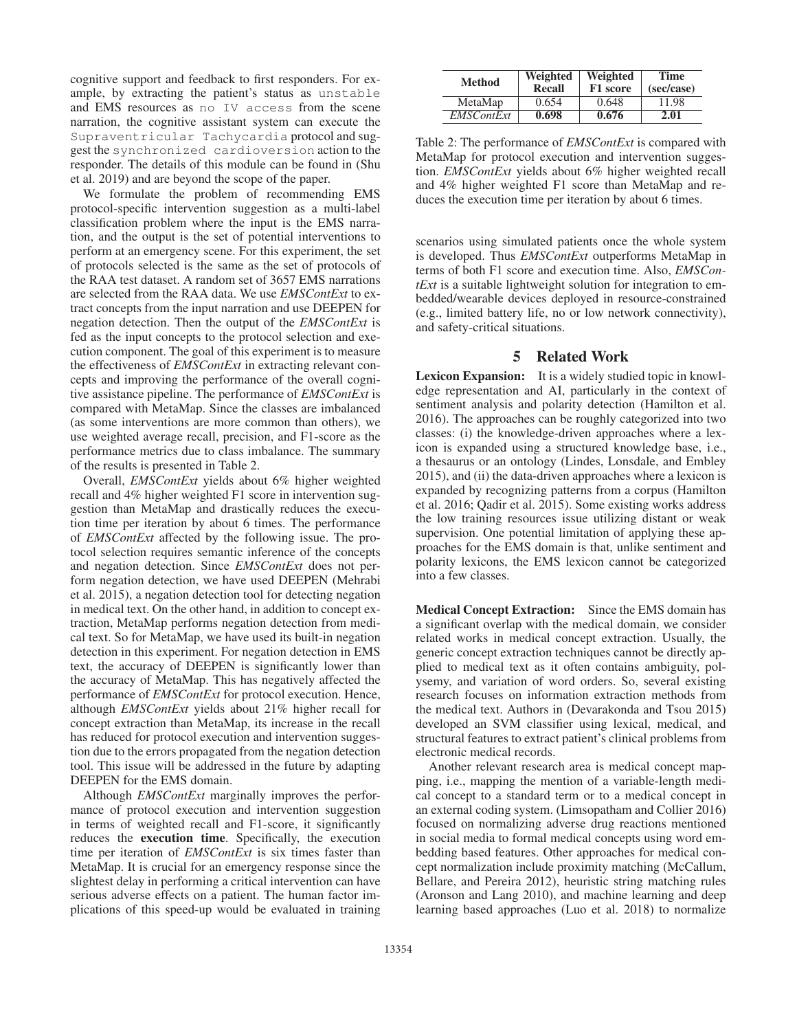cognitive support and feedback to first responders. For example, by extracting the patient's status as `unstable` and EMS resources as `no IV access` from the scene narration, the cognitive assistant system can execute the `Supraventricular Tachycardia` protocol and suggest the `synchronized cardioversion` action to the responder. The details of this module can be found in (Shu et al. 2019) and are beyond the scope of the paper.

We formulate the problem of recommending EMS protocol-specific intervention suggestion as a multi-label classification problem where the input is the EMS narration, and the output is the set of potential interventions to perform at an emergency scene. For this experiment, the set of protocols selected is the same as the set of protocols of the RAA test dataset. A random set of 3657 EMS narrations are selected from the RAA data. We use *EMSContExt* to extract concepts from the input narration and use DEEPEN for negation detection. Then the output of the *EMSContExt* is fed as the input concepts to the protocol selection and execution component. The goal of this experiment is to measure the effectiveness of *EMSContExt* in extracting relevant concepts and improving the performance of the overall cognitive assistance pipeline. The performance of *EMSContExt* is compared with MetaMap. Since the classes are imbalanced (as some interventions are more common than others), we use weighted average recall, precision, and F1-score as the performance metrics due to class imbalance. The summary of the results is presented in Table 2.

Overall, *EMSContExt* yields about 6% higher weighted recall and 4% higher weighted F1 score in intervention suggestion than MetaMap and drastically reduces the execution time per iteration by about 6 times. The performance of *EMSContExt* affected by the following issue. The protocol selection requires semantic inference of the concepts and negation detection. Since *EMSContExt* does not perform negation detection, we have used DEEPEN (Mehrabi et al. 2015), a negation detection tool for detecting negation in medical text. On the other hand, in addition to concept extraction, MetaMap performs negation detection from medical text. So for MetaMap, we have used its built-in negation detection in this experiment. For negation detection in EMS text, the accuracy of DEEPEN is significantly lower than the accuracy of MetaMap. This has negatively affected the performance of *EMSContExt* for protocol execution. Hence, although *EMSContExt* yields about 21% higher recall for concept extraction than MetaMap, its increase in the recall has reduced for protocol execution and intervention suggestion due to the errors propagated from the negation detection tool. This issue will be addressed in the future by adapting DEEPEN for the EMS domain.

Although *EMSContExt* marginally improves the performance of protocol execution and intervention suggestion in terms of weighted recall and F1-score, it significantly reduces the **execution time**. Specifically, the execution time per iteration of *EMSContExt* is six times faster than MetaMap. It is crucial for an emergency response since the slightest delay in performing a critical intervention can have serious adverse effects on a patient. The human factor implications of this speed-up would be evaluated in training scenarios using simulated patients once the whole system is developed. Thus *EMSContExt* outperforms MetaMap in terms of both F1 score and execution time. Also, *EMSContExt* is a suitable lightweight solution for integration to embedded/wearable devices deployed in resource-constrained (e.g., limited battery life, no or low network connectivity), and safety-critical situations.

| Method | Weighted Recall | Weighted F1 score | Time (sec/case) |
|---|---|---|---|
| MetaMap | 0.654 | 0.648 | 11.98 |
| *EMSContExt* | **0.698** | **0.676** | **2.01** |

Table 2: The performance of *EMSContExt* is compared with MetaMap for protocol execution and intervention suggestion. *EMSContExt* yields about 6% higher weighted recall and 4% higher weighted F1 score than MetaMap and reduces the execution time per iteration by about 6 times.

## 5 Related Work

**Lexicon Expansion:** It is a widely studied topic in knowledge representation and AI, particularly in the context of sentiment analysis and polarity detection (Hamilton et al. 2016). The approaches can be roughly categorized into two classes: (i) the knowledge-driven approaches where a lexicon is expanded using a structured knowledge base, i.e., a thesaurus or an ontology (Lindes, Lonsdale, and Embley 2015), and (ii) the data-driven approaches where a lexicon is expanded by recognizing patterns from a corpus (Hamilton et al. 2016; Qadir et al. 2015). Some existing works address the low training resources issue utilizing distant or weak supervision. One potential limitation of applying these approaches for the EMS domain is that, unlike sentiment and polarity lexicons, the EMS lexicon cannot be categorized into a few classes.

**Medical Concept Extraction:** Since the EMS domain has a significant overlap with the medical domain, we consider related works in medical concept extraction. Usually, the generic concept extraction techniques cannot be directly applied to medical text as it often contains ambiguity, polysemy, and variation of word orders. So, several existing research focuses on information extraction methods from the medical text. Authors in (Devarakonda and Tsou 2015) developed an SVM classifier using lexical, medical, and structural features to extract patient's clinical problems from electronic medical records.

Another relevant research area is medical concept mapping, i.e., mapping the mention of a variable-length medical concept to a standard term or to a medical concept in an external coding system. (Limsopatham and Collier 2016) focused on normalizing adverse drug reactions mentioned in social media to formal medical concepts using word embedding based features. Other approaches for medical concept normalization include proximity matching (McCallum, Bellare, and Pereira 2012), heuristic string matching rules (Aronson and Lang 2010), and machine learning and deep learning based approaches (Luo et al. 2018) to normalize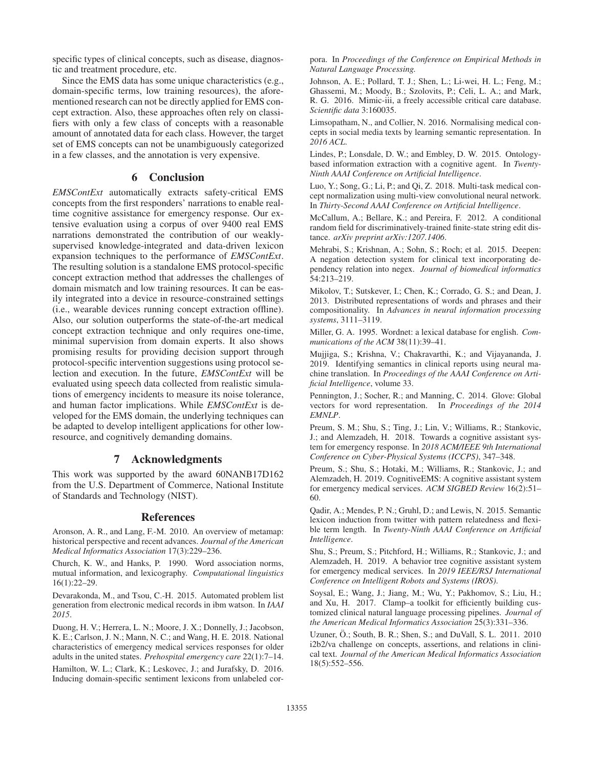specific types of clinical concepts, such as disease, diagnostic and treatment procedure, etc.

Since the EMS data has some unique characteristics (e.g., domain-specific terms, low training resources), the aforementioned research can not be directly applied for EMS concept extraction. Also, these approaches often rely on classifiers with only a few class of concepts with a reasonable amount of annotated data for each class. However, the target set of EMS concepts can not be unambiguously categorized in a few classes, and the annotation is very expensive.

## 6 Conclusion

*EMSContExt* automatically extracts safety-critical EMS concepts from the first responders' narrations to enable real-time cognitive assistance for emergency response. Our extensive evaluation using a corpus of over 9400 real EMS narrations demonstrated the contribution of our weakly-supervised knowledge-integrated and data-driven lexicon expansion techniques to the performance of *EMSContExt*. The resulting solution is a standalone EMS protocol-specific concept extraction method that addresses the challenges of domain mismatch and low training resources. It can be easily integrated into a device in resource-constrained settings (i.e., wearable devices running concept extraction offline). Also, our solution outperforms the state-of-the-art medical concept extraction technique and only requires one-time, minimal supervision from domain experts. It also shows promising results for providing decision support through protocol-specific intervention suggestions using protocol selection and execution. In the future, *EMSContExt* will be evaluated using speech data collected from realistic simulations of emergency incidents to measure its noise tolerance, and human factor implications. While *EMSContExt* is developed for the EMS domain, the underlying techniques can be adapted to develop intelligent applications for other low-resource, and cognitively demanding domains.

## 7 Acknowledgments

This work was supported by the award 60NANB17D162 from the U.S. Department of Commerce, National Institute of Standards and Technology (NIST).

## References

Aronson, A. R., and Lang, F.-M. 2010. An overview of metamap: historical perspective and recent advances. *Journal of the American Medical Informatics Association* 17(3):229–236.

Church, K. W., and Hanks, P. 1990. Word association norms, mutual information, and lexicography. *Computational linguistics* 16(1):22–29.

Devarakonda, M., and Tsou, C.-H. 2015. Automated problem list generation from electronic medical records in ibm watson. In *IAAI 2015*.

Duong, H. V.; Herrera, L. N.; Moore, J. X.; Donnelly, J.; Jacobson, K. E.; Carlson, J. N.; Mann, N. C.; and Wang, H. E. 2018. National characteristics of emergency medical services responses for older adults in the united states. *Prehospital emergency care* 22(1):7–14.

Hamilton, W. L.; Clark, K.; Leskovec, J.; and Jurafsky, D. 2016. Inducing domain-specific sentiment lexicons from unlabeled corpora. In *Proceedings of the Conference on Empirical Methods in Natural Language Processing.*

Johnson, A. E.; Pollard, T. J.; Shen, L.; Li-wei, H. L.; Feng, M.; Ghassemi, M.; Moody, B.; Szolovits, P.; Celi, L. A.; and Mark, R. G. 2016. Mimic-iii, a freely accessible critical care database. *Scientific data* 3:160035.

Limsopatham, N., and Collier, N. 2016. Normalising medical concepts in social media texts by learning semantic representation. In *2016 ACL*.

Lindes, P.; Lonsdale, D. W.; and Embley, D. W. 2015. Ontology-based information extraction with a cognitive agent. In *Twenty-Ninth AAAI Conference on Artificial Intelligence*.

Luo, Y.; Song, G.; Li, P.; and Qi, Z. 2018. Multi-task medical concept normalization using multi-view convolutional neural network. In *Thirty-Second AAAI Conference on Artificial Intelligence*.

McCallum, A.; Bellare, K.; and Pereira, F. 2012. A conditional random field for discriminatively-trained finite-state string edit distance. *arXiv preprint arXiv:1207.1406*.

Mehrabi, S.; Krishnan, A.; Sohn, S.; Roch; et al. 2015. Deepen: A negation detection system for clinical text incorporating dependency relation into negex. *Journal of biomedical informatics* 54:213–219.

Mikolov, T.; Sutskever, I.; Chen, K.; Corrado, G. S.; and Dean, J. 2013. Distributed representations of words and phrases and their compositionality. In *Advances in neural information processing systems*, 3111–3119.

Miller, G. A. 1995. Wordnet: a lexical database for english. *Communications of the ACM* 38(11):39–41.

Mujjiga, S.; Krishna, V.; Chakravarthi, K.; and Vijayananda, J. 2019. Identifying semantics in clinical reports using neural machine translation. In *Proceedings of the AAAI Conference on Artificial Intelligence*, volume 33.

Pennington, J.; Socher, R.; and Manning, C. 2014. Glove: Global vectors for word representation. In *Proceedings of the 2014 EMNLP*.

Preum, S. M.; Shu, S.; Ting, J.; Lin, V.; Williams, R.; Stankovic, J.; and Alemzadeh, H. 2018. Towards a cognitive assistant system for emergency response. In *2018 ACM/IEEE 9th International Conference on Cyber-Physical Systems (ICCPS)*, 347–348.

Preum, S.; Shu, S.; Hotaki, M.; Williams, R.; Stankovic, J.; and Alemzadeh, H. 2019. CognitiveEMS: A cognitive assistant system for emergency medical services. *ACM SIGBED Review* 16(2):51–60.

Qadir, A.; Mendes, P. N.; Gruhl, D.; and Lewis, N. 2015. Semantic lexicon induction from twitter with pattern relatedness and flexible term length. In *Twenty-Ninth AAAI Conference on Artificial Intelligence*.

Shu, S.; Preum, S.; Pitchford, H.; Williams, R.; Stankovic, J.; and Alemzadeh, H. 2019. A behavior tree cognitive assistant system for emergency medical services. In *2019 IEEE/RSJ International Conference on Intelligent Robots and Systems (IROS)*.

Soysal, E.; Wang, J.; Jiang, M.; Wu, Y.; Pakhomov, S.; Liu, H.; and Xu, H. 2017. Clamp–a toolkit for efficiently building customized clinical natural language processing pipelines. *Journal of the American Medical Informatics Association* 25(3):331–336.

Uzuner, Ö.; South, B. R.; Shen, S.; and DuVall, S. L. 2011. 2010 i2b2/va challenge on concepts, assertions, and relations in clinical text. *Journal of the American Medical Informatics Association* 18(5):552–556.